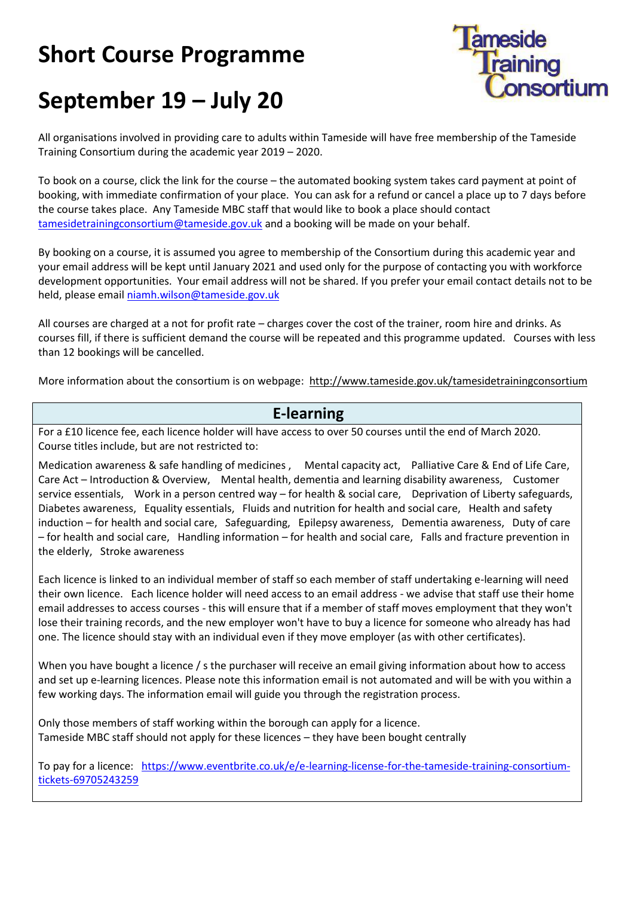# Short Course Programme

# September 19 – July 20

Tameside Training Consortium

All organisations involved in providing care to adults within Tameside will have free membership of the Tameside Training Consortium during the academic year 2019 – 2020.

To book on a course, click the link for the course – the automated booking system takes card payment at point of booking, with immediate confirmation of your place. You can ask for a refund or cancel a place up to 7 days before the course takes place. Any Tameside MBC staff that would like to book a place should contact tamesidetrainingconsortium@tameside.gov.uk and a booking will be made on your behalf.

By booking on a course, it is assumed you agree to membership of the Consortium during this academic year and your email address will be kept until January 2021 and used only for the purpose of contacting you with workforce development opportunities. Your email address will not be shared. If you prefer your email contact details not to be held, please email niamh.wilson@tameside.gov.uk

All courses are charged at a not for profit rate – charges cover the cost of the trainer, room hire and drinks. As courses fill, if there is sufficient demand the course will be repeated and this programme updated. Courses with less than 12 bookings will be cancelled.

More information about the consortium is on webpage: http://www.tameside.gov.uk/tamesidetrainingconsortium

## E-learning

For a £10 licence fee, each licence holder will have access to over 50 courses until the end of March 2020. Course titles include, but are not restricted to:

Medication awareness & safe handling of medicines , Mental capacity act, Palliative Care & End of Life Care, Care Act – Introduction & Overview, Mental health, dementia and learning disability awareness, Customer service essentials, Work in a person centred way – for health & social care, Deprivation of Liberty safeguards, Diabetes awareness, Equality essentials, Fluids and nutrition for health and social care, Health and safety induction – for health and social care, Safeguarding, Epilepsy awareness, Dementia awareness, Duty of care – for health and social care, Handling information – for health and social care, Falls and fracture prevention in the elderly, Stroke awareness

Each licence is linked to an individual member of staff so each member of staff undertaking e-learning will need their own licence. Each licence holder will need access to an email address - we advise that staff use their home email addresses to access courses - this will ensure that if a member of staff moves employment that they won't lose their training records, and the new employer won't have to buy a licence for someone who already has had one. The licence should stay with an individual even if they move employer (as with other certificates).

When you have bought a licence / s the purchaser will receive an email giving information about how to access and set up e-learning licences. Please note this information email is not automated and will be with you within a few working days. The information email will guide you through the registration process.

Only those members of staff working within the borough can apply for a licence.
Tameside MBC staff should not apply for these licences – they have been bought centrally

To pay for a licence: https://www.eventbrite.co.uk/e/e-learning-license-for-the-tameside-training-consortium-tickets-69705243259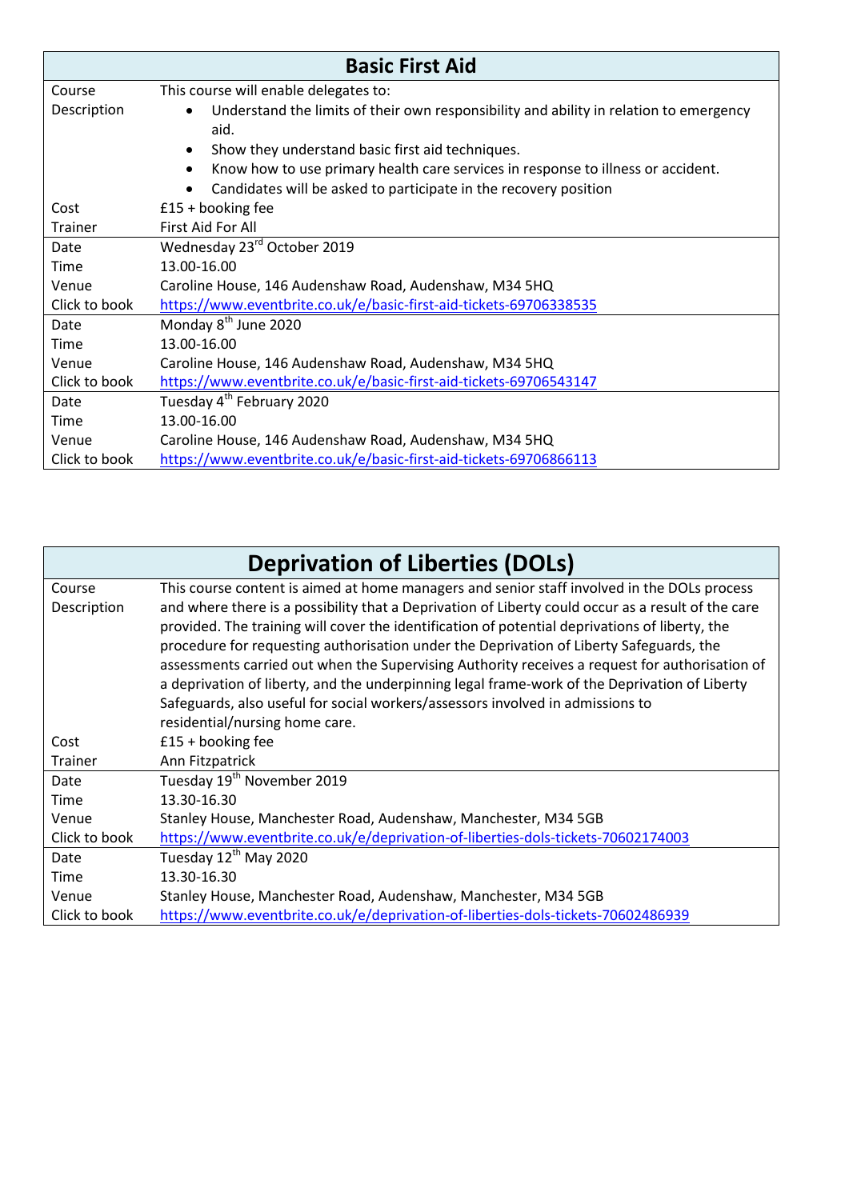## Basic First Aid

| | |
|---|---|
| Course Description | This course will enable delegates to:<br>• Understand the limits of their own responsibility and ability in relation to emergency aid.<br>• Show they understand basic first aid techniques.<br>• Know how to use primary health care services in response to illness or accident.<br>• Candidates will be asked to participate in the recovery position |
| Cost | £15 + booking fee |
| Trainer | First Aid For All |
| Date | Wednesday 23rd October 2019 |
| Time | 13.00-16.00 |
| Venue | Caroline House, 146 Audenshaw Road, Audenshaw, M34 5HQ |
| Click to book | https://www.eventbrite.co.uk/e/basic-first-aid-tickets-69706338535 |
| Date | Monday 8th June 2020 |
| Time | 13.00-16.00 |
| Venue | Caroline House, 146 Audenshaw Road, Audenshaw, M34 5HQ |
| Click to book | https://www.eventbrite.co.uk/e/basic-first-aid-tickets-69706543147 |
| Date | Tuesday 4th February 2020 |
| Time | 13.00-16.00 |
| Venue | Caroline House, 146 Audenshaw Road, Audenshaw, M34 5HQ |
| Click to book | https://www.eventbrite.co.uk/e/basic-first-aid-tickets-69706866113 |

## Deprivation of Liberties (DOLs)

| | |
|---|---|
| Course Description | This course content is aimed at home managers and senior staff involved in the DOLs process and where there is a possibility that a Deprivation of Liberty could occur as a result of the care provided. The training will cover the identification of potential deprivations of liberty, the procedure for requesting authorisation under the Deprivation of Liberty Safeguards, the assessments carried out when the Supervising Authority receives a request for authorisation of a deprivation of liberty, and the underpinning legal frame-work of the Deprivation of Liberty Safeguards, also useful for social workers/assessors involved in admissions to residential/nursing home care. |
| Cost | £15 + booking fee |
| Trainer | Ann Fitzpatrick |
| Date | Tuesday 19th November 2019 |
| Time | 13.30-16.30 |
| Venue | Stanley House, Manchester Road, Audenshaw, Manchester, M34 5GB |
| Click to book | https://www.eventbrite.co.uk/e/deprivation-of-liberties-dols-tickets-70602174003 |
| Date | Tuesday 12th May 2020 |
| Time | 13.30-16.30 |
| Venue | Stanley House, Manchester Road, Audenshaw, Manchester, M34 5GB |
| Click to book | https://www.eventbrite.co.uk/e/deprivation-of-liberties-dols-tickets-70602486939 |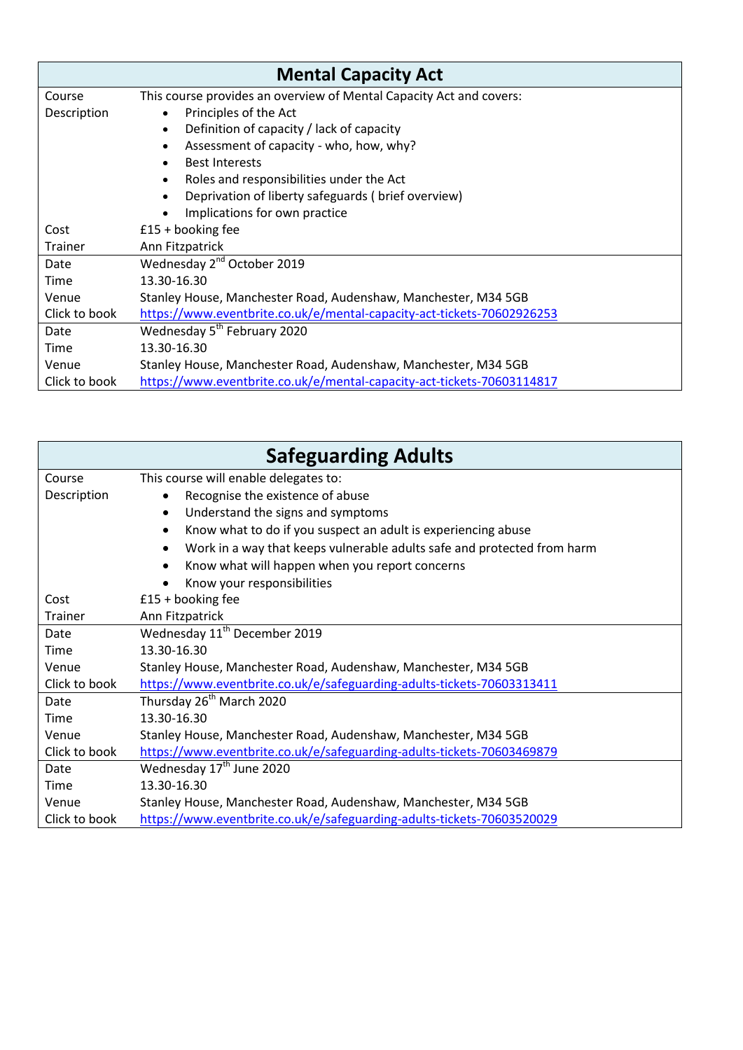## Mental Capacity Act

| | |
|---|---|
| Course Description | This course provides an overview of Mental Capacity Act and covers:<br>• Principles of the Act<br>• Definition of capacity / lack of capacity<br>• Assessment of capacity - who, how, why?<br>• Best Interests<br>• Roles and responsibilities under the Act<br>• Deprivation of liberty safeguards ( brief overview)<br>• Implications for own practice |
| Cost | £15 + booking fee |
| Trainer | Ann Fitzpatrick |
| Date | Wednesday 2nd October 2019 |
| Time | 13.30-16.30 |
| Venue | Stanley House, Manchester Road, Audenshaw, Manchester, M34 5GB |
| Click to book | https://www.eventbrite.co.uk/e/mental-capacity-act-tickets-70602926253 |
| Date | Wednesday 5th February 2020 |
| Time | 13.30-16.30 |
| Venue | Stanley House, Manchester Road, Audenshaw, Manchester, M34 5GB |
| Click to book | https://www.eventbrite.co.uk/e/mental-capacity-act-tickets-70603114817 |

## Safeguarding Adults

| | |
|---|---|
| Course Description | This course will enable delegates to:<br>• Recognise the existence of abuse<br>• Understand the signs and symptoms<br>• Know what to do if you suspect an adult is experiencing abuse<br>• Work in a way that keeps vulnerable adults safe and protected from harm<br>• Know what will happen when you report concerns<br>• Know your responsibilities |
| Cost | £15 + booking fee |
| Trainer | Ann Fitzpatrick |
| Date | Wednesday 11th December 2019 |
| Time | 13.30-16.30 |
| Venue | Stanley House, Manchester Road, Audenshaw, Manchester, M34 5GB |
| Click to book | https://www.eventbrite.co.uk/e/safeguarding-adults-tickets-70603313411 |
| Date | Thursday 26th March 2020 |
| Time | 13.30-16.30 |
| Venue | Stanley House, Manchester Road, Audenshaw, Manchester, M34 5GB |
| Click to book | https://www.eventbrite.co.uk/e/safeguarding-adults-tickets-70603469879 |
| Date | Wednesday 17th June 2020 |
| Time | 13.30-16.30 |
| Venue | Stanley House, Manchester Road, Audenshaw, Manchester, M34 5GB |
| Click to book | https://www.eventbrite.co.uk/e/safeguarding-adults-tickets-70603520029 |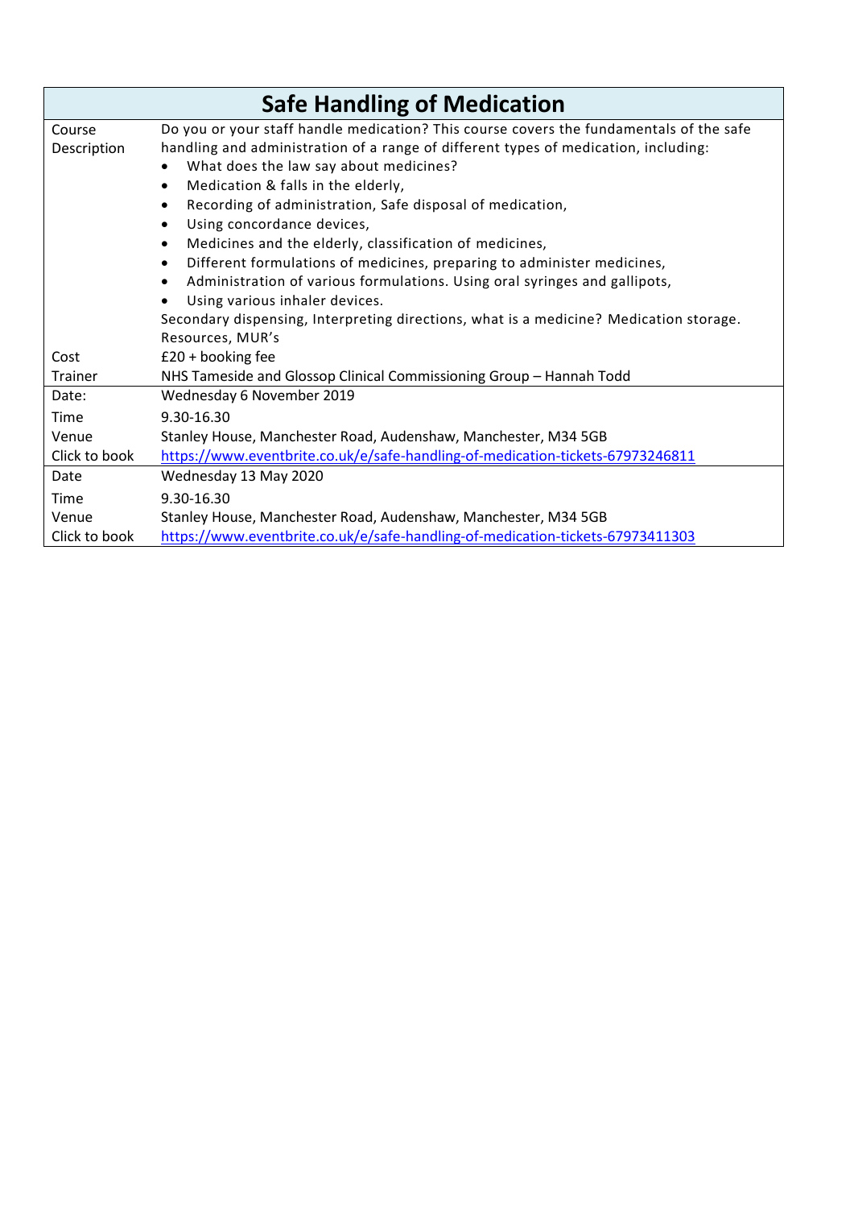| Safe Handling of Medication | |
|---|---|
| Course Description | Do you or your staff handle medication? This course covers the fundamentals of the safe handling and administration of a range of different types of medication, including:<br>• What does the law say about medicines?<br>• Medication & falls in the elderly,<br>• Recording of administration, Safe disposal of medication,<br>• Using concordance devices,<br>• Medicines and the elderly, classification of medicines,<br>• Different formulations of medicines, preparing to administer medicines,<br>• Administration of various formulations. Using oral syringes and gallipots,<br>• Using various inhaler devices.<br>Secondary dispensing, Interpreting directions, what is a medicine? Medication storage. Resources, MUR's |
| Cost | £20 + booking fee |
| Trainer | NHS Tameside and Glossop Clinical Commissioning Group – Hannah Todd |
| Date: | Wednesday 6 November 2019 |
| Time | 9.30-16.30 |
| Venue | Stanley House, Manchester Road, Audenshaw, Manchester, M34 5GB |
| Click to book | https://www.eventbrite.co.uk/e/safe-handling-of-medication-tickets-67973246811 |
| Date | Wednesday 13 May 2020 |
| Time | 9.30-16.30 |
| Venue | Stanley House, Manchester Road, Audenshaw, Manchester, M34 5GB |
| Click to book | https://www.eventbrite.co.uk/e/safe-handling-of-medication-tickets-67973411303 |